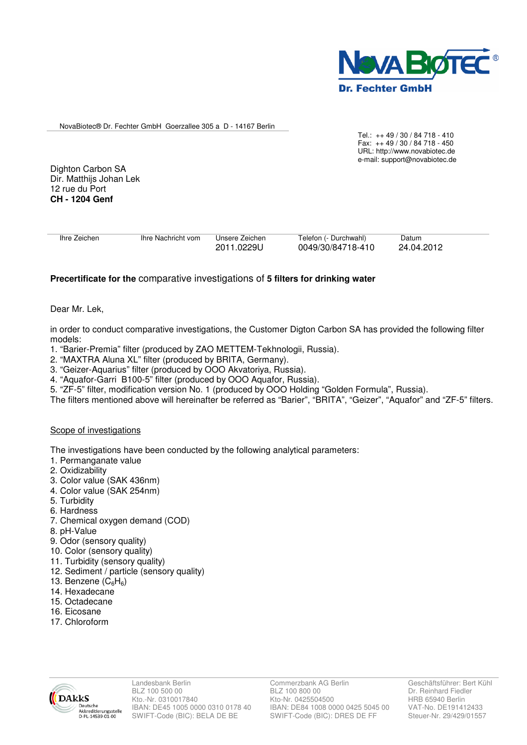NovaBiotec® Dr. Fechter GmbH Goerzallee 305 a D - 14167 Berlin

Tel.: ++ 49 / 30 / 84 718 - 410
Fax: ++ 49 / 30 / 84 718 - 450
URL: http://www.novabiotec.de
e-mail: support@novabiotec.de

Dighton Carbon SA
Dir. Matthijs Johan Lek
12 rue du Port
**CH - 1204 Genf**

| Ihre Zeichen | Ihre Nachricht vom | Unsere Zeichen | Telefon (- Durchwahl) | Datum |
|---|---|---|---|---|
| | | 2011.0229U | 0049/30/84718-410 | 24.04.2012 |

**Precertificate for the** comparative investigations of **5 filters for drinking water**

Dear Mr. Lek,

in order to conduct comparative investigations, the Customer Digton Carbon SA has provided the following filter models:

1. "Barier-Premia" filter (produced by ZAO METTEM-Tekhnologii, Russia).
2. "MAXTRA Aluna XL" filter (produced by BRITA, Germany).
3. "Geizer-Aquarius" filter (produced by OOO Akvatoriya, Russia).
4. "Aquafor-Garri B100-5" filter (produced by OOO Aquafor, Russia).
5. "ZF-5" filter, modification version No. 1 (produced by OOO Holding "Golden Formula", Russia).

The filters mentioned above will hereinafter be referred as "Barier", "BRITA", "Geizer", "Aquafor" and "ZF-5" filters.

Scope of investigations

The investigations have been conducted by the following analytical parameters:

1. Permanganate value
2. Oxidizability
3. Color value (SAK 436nm)
4. Color value (SAK 254nm)
5. Turbidity
6. Hardness
7. Chemical oxygen demand (COD)
8. pH-Value
9. Odor (sensory quality)
10. Color (sensory quality)
11. Turbidity (sensory quality)
12. Sediment / particle (sensory quality)
13. Benzene ($C_6H_6$)
14. Hexadecane
15. Octadecane
16. Eicosane
17. Chloroform

Landesbank Berlin
BLZ 100 500 00
Kto.-Nr. 0310017840
IBAN: DE45 1005 0000 0310 0178 40
SWIFT-Code (BIC): BELA DE BE

Commerzbank AG Berlin
BLZ 100 800 00
Kto-Nr. 0425504500
IBAN: DE84 1008 0000 0425 5045 00
SWIFT-Code (BIC): DRES DE FF

Geschäftsführer: Bert Kühl
Dr. Reinhard Fiedler
HRB 65940 Berlin
VAT-No. DE191412433
Steuer-Nr. 29/429/01557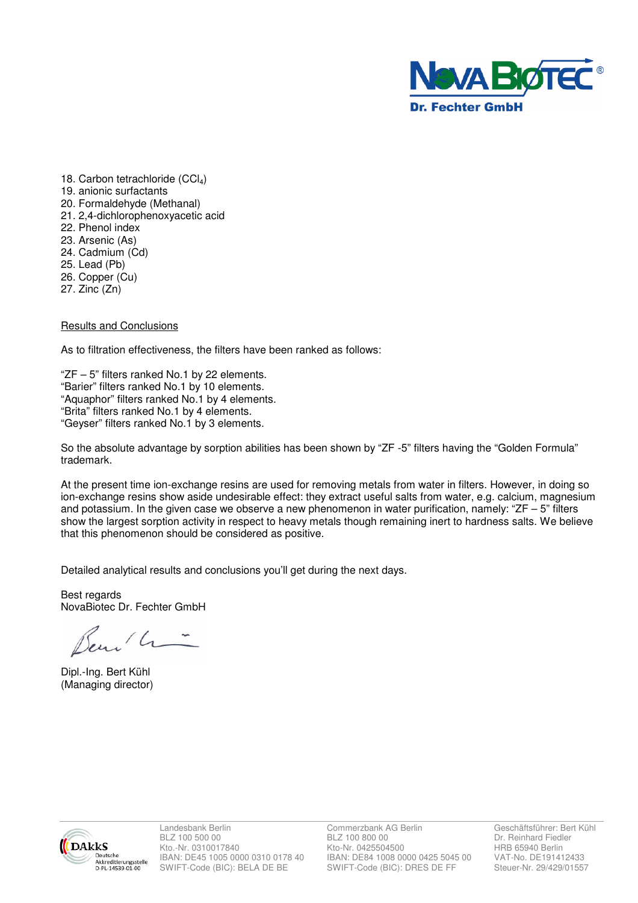18. Carbon tetrachloride ($CCl_4$)
19. anionic surfactants
20. Formaldehyde (Methanal)
21. 2,4-dichlorophenoxyacetic acid
22. Phenol index
23. Arsenic (As)
24. Cadmium (Cd)
25. Lead (Pb)
26. Copper (Cu)
27. Zinc (Zn)

<u>Results and Conclusions</u>

As to filtration effectiveness, the filters have been ranked as follows:

"ZF – 5" filters ranked No.1 by 22 elements.
"Barier" filters ranked No.1 by 10 elements.
"Aquaphor" filters ranked No.1 by 4 elements.
"Brita" filters ranked No.1 by 4 elements.
"Geyser" filters ranked No.1 by 3 elements.

So the absolute advantage by sorption abilities has been shown by "ZF -5" filters having the "Golden Formula" trademark.

At the present time ion-exchange resins are used for removing metals from water in filters. However, in doing so ion-exchange resins show aside undesirable effect: they extract useful salts from water, e.g. calcium, magnesium and potassium. In the given case we observe a new phenomenon in water purification, namely: "ZF – 5" filters show the largest sorption activity in respect to heavy metals though remaining inert to hardness salts. We believe that this phenomenon should be considered as positive.

Detailed analytical results and conclusions you'll get during the next days.

Best regards
NovaBiotec Dr. Fechter GmbH

Dipl.-Ing. Bert Kühl
(Managing director)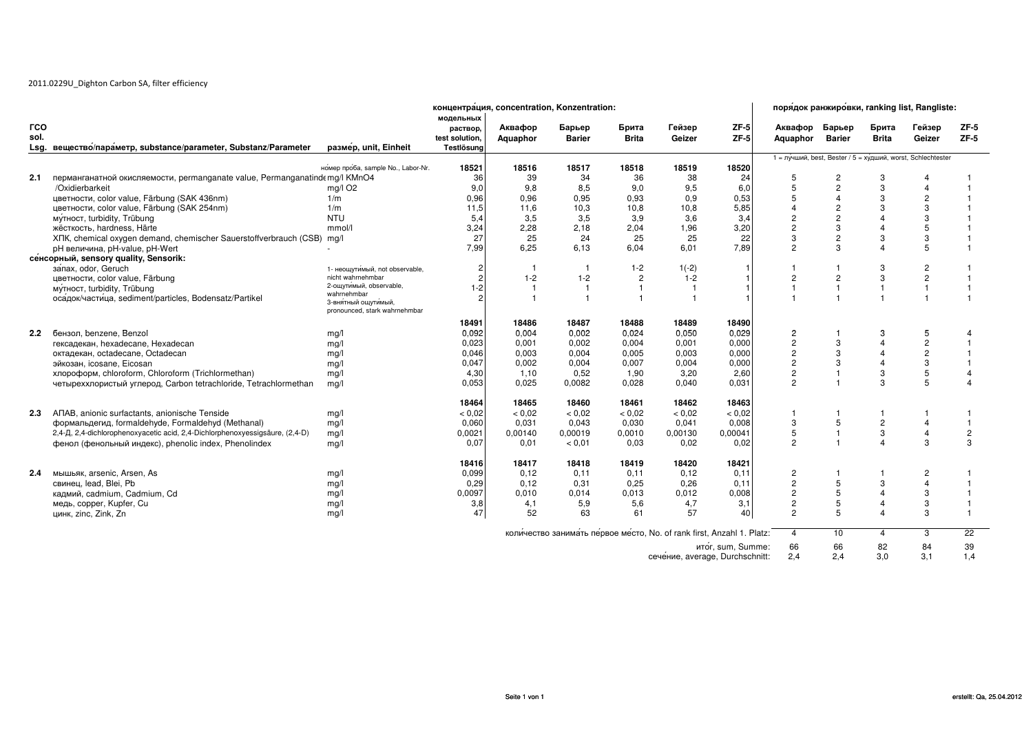2011.0229U_Dighton Carbon SA, filter efficiency

| ГСО sol. Lsg. | вещество/параметр, substance/parameter, Substanz/Parameter | размер, unit, Einheit | модельных раствор, test solution, Testlösung | Аквафор Aquaphor | Барьер Barier | Брита Brita | Гейзер Geizer | ZF-5 ZF-5 | Аквафор Aquaphor | Барьер Barier | Брита Brita | Гейзер Geizer | ZF-5 ZF-5 |
|---|---|---|---|---|---|---|---|---|---|---|---|---|---|
| | | | концентрация, concentration, Konzentration: | | | | | | порядок ранжировки, ranking list, Rangliste: | | | | |
| | | | | | | | | | 1 = лучший, best, Bester / 5 = худший, worst, Schlechtester | | | | |
| | | номер проба, sample No., Labor-Nr. | 18521 | 18516 | 18517 | 18518 | 18519 | 18520 | | | | | |
| 2.1 | перманганатной окисляемости, permanganate value, Permanganatindex | mg/l KMnO4 | 36 | 39 | 34 | 36 | 38 | 24 | 5 | 2 | 3 | 4 | 1 |
| | /Oxidierbarkeit | mg/l O2 | 9,0 | 9,8 | 8,5 | 9,0 | 9,5 | 6,0 | 5 | 2 | 3 | 4 | 1 |
| | цветности, color value, Färbung (SAK 436nm) | 1/m | 0,96 | 0,96 | 0,95 | 0,93 | 0,9 | 0,53 | 5 | 4 | 3 | 2 | 1 |
| | цветности, color value, Färbung (SAK 254nm) | 1/m | 11,5 | 11,6 | 10,3 | 10,8 | 10,8 | 5,85 | 4 | 2 | 3 | 3 | 1 |
| | мутност, turbidity, Trübung | NTU | 5,4 | 3,5 | 3,5 | 3,9 | 3,6 | 3,4 | 2 | 2 | 4 | 3 | 1 |
| | жёсткость, hardness, Härte | mmol/l | 3,24 | 2,28 | 2,18 | 2,04 | 1,96 | 3,20 | 2 | 3 | 4 | 5 | 1 |
| | ХПК, chemical oxygen demand, chemischer Sauerstoffverbrauch (CSB) | mg/l | 27 | 25 | 24 | 25 | 25 | 22 | 3 | 2 | 3 | 3 | 1 |
| | pH величина, pH-value, pH-Wert | - | 7,99 | 6,25 | 6,13 | 6,04 | 6,01 | 7,89 | 2 | 3 | 4 | 5 | 1 |
| | **сенсорный, sensory quality, Sensorik:** | | | | | | | | | | | | |
| | запах, odor, Geruch | 1- неощутимый, not observable, nicht wahrnehmbar | 2 | 1 | 1 | 1-2 | 1(-2) | 1 | 1 | 1 | 3 | 2 | 1 |
| | цветности, color value, Färbung | 2-ощутимый, observable, wahrnehmbar | 2 | 1-2 | 1-2 | 2 | 1-2 | 1 | 2 | 2 | 3 | 2 | 1 |
| | мутност, turbidity, Trübung | 3-внятный ощутимый, pronounced, stark wahrnehmbar | 1-2 | 1 | 1 | 1 | 1 | 1 | 1 | 1 | 1 | 1 | 1 |
| | осадок/частица, sediment/particles, Bodensatz/Partikel | | 2 | 1 | 1 | 1 | 1 | 1 | 1 | 1 | 1 | 1 | 1 |
| | | | 18491 | 18486 | 18487 | 18488 | 18489 | 18490 | | | | | |
| 2.2 | бензол, benzene, Benzol | mg/l | 0,092 | 0,004 | 0,002 | 0,024 | 0,050 | 0,029 | 2 | 1 | 3 | 5 | 4 |
| | гексадекан, hexadecane, Hexadecan | mg/l | 0,023 | 0,001 | 0,002 | 0,004 | 0,001 | 0,000 | 2 | 3 | 4 | 2 | 1 |
| | октадекан, octadecane, Octadecan | mg/l | 0,046 | 0,003 | 0,004 | 0,005 | 0,003 | 0,000 | 2 | 3 | 4 | 2 | 1 |
| | эйкозан, icosane, Eicosan | mg/l | 0,047 | 0,002 | 0,004 | 0,007 | 0,004 | 0,000 | 2 | 3 | 4 | 3 | 1 |
| | хлороформ, chloroform, Chloroform (Trichlormethan) | mg/l | 4,30 | 1,10 | 0,52 | 1,90 | 3,20 | 2,60 | 2 | 1 | 3 | 5 | 4 |
| | четыреххлористый углерод, Carbon tetrachloride, Tetrachlormethan | mg/l | 0,053 | 0,025 | 0,0082 | 0,028 | 0,040 | 0,031 | 2 | 1 | 3 | 5 | 4 |
| | | | 18464 | 18465 | 18460 | 18461 | 18462 | 18463 | | | | | |
| 2.3 | АПАВ, anionic surfactants, anionische Tenside | mg/l | < 0,02 | < 0,02 | < 0,02 | < 0,02 | < 0,02 | < 0,02 | 1 | 1 | 1 | 1 | 1 |
| | формальдегид, formaldehyde, Formaldehyd (Methanal) | mg/l | 0,060 | 0,031 | 0,043 | 0,030 | 0,041 | 0,008 | 3 | 5 | 2 | 4 | 1 |
| | 2,4-Д, 2,4-dichlorophenoxyacetic acid, 2,4-Dichlorphenoxyessigsäure, (2,4-D) | mg/l | 0,0021 | 0,00140 | 0,00019 | 0,0010 | 0,00130 | 0,00041 | 5 | 1 | 3 | 4 | 2 |
| | фенол (фенольный индекс), phenolic index, Phenolindex | mg/l | 0,07 | 0,01 | < 0,01 | 0,03 | 0,02 | 0,02 | 2 | 1 | 4 | 3 | 3 |
| | | | 18416 | 18417 | 18418 | 18419 | 18420 | 18421 | | | | | |
| 2.4 | мышьяк, arsenic, Arsen, As | mg/l | 0,099 | 0,12 | 0,11 | 0,11 | 0,12 | 0,11 | 2 | 1 | 1 | 2 | 1 |
| | свинец, lead, Blei, Pb | mg/l | 0,29 | 0,12 | 0,31 | 0,25 | 0,26 | 0,11 | 2 | 5 | 3 | 4 | 1 |
| | кадмий, cadmium, Cadmium, Cd | mg/l | 0,0097 | 0,010 | 0,014 | 0,013 | 0,012 | 0,008 | 2 | 5 | 4 | 3 | 1 |
| | медь, copper, Kupfer, Cu | mg/l | 3,8 | 4,1 | 5,9 | 5,6 | 4,7 | 3,1 | 2 | 5 | 4 | 3 | 1 |
| | цинк, zinc, Zink, Zn | mg/l | 47 | 52 | 63 | 61 | 57 | 40 | 2 | 5 | 4 | 3 | 1 |
| | количество занимать первое место, No. of rank first, Anzahl 1. Platz: | | | | | | | | 4 | 10 | 4 | 3 | 22 |
| | итог, sum, Summe: | | | | | | | | 66 | 66 | 82 | 84 | 39 |
| | сечение, average, Durchschnitt: | | | | | | | | 2,4 | 2,4 | 3,0 | 3,1 | 1,4 |

erstellt: Qa, 25.04.2012